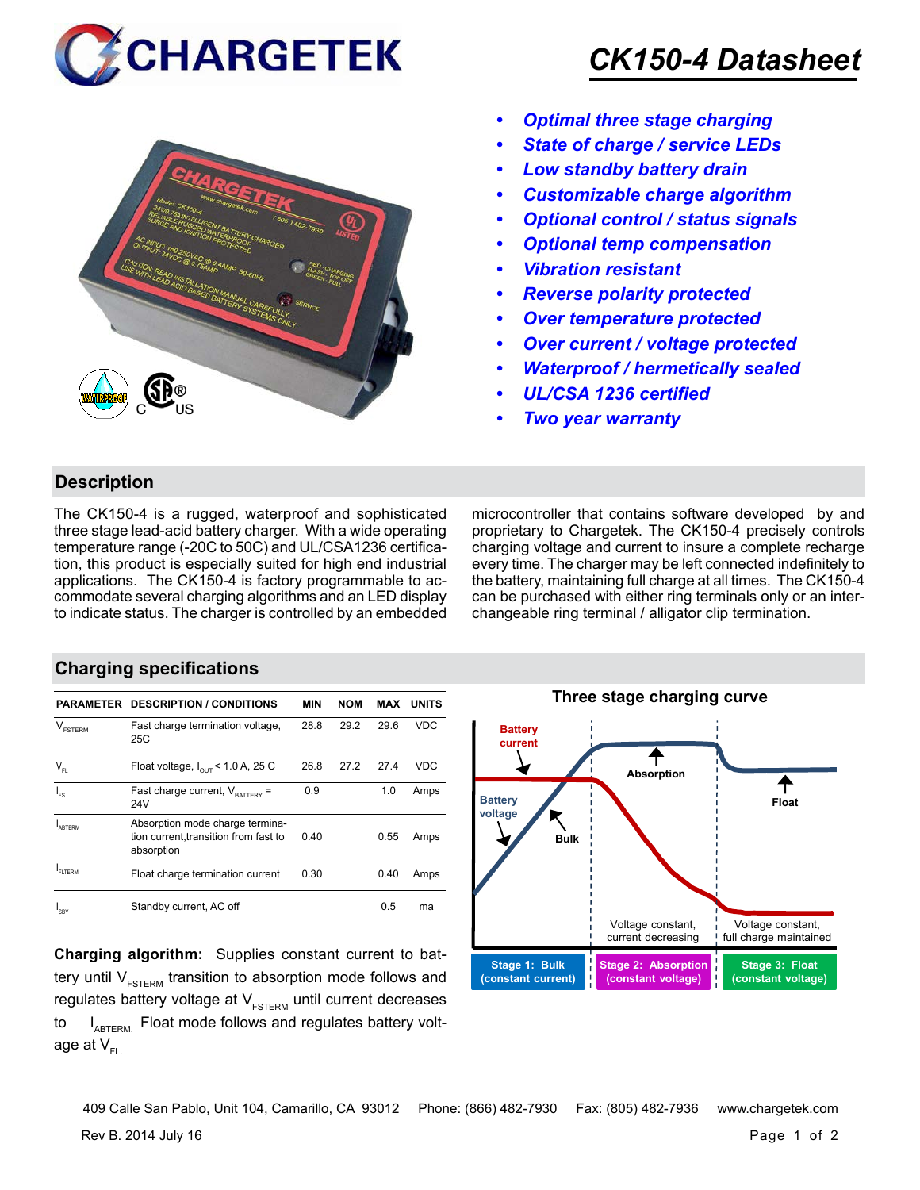# CHARGETEK

# CK150-4 Datasheet

- *Optimal three stage charging*
- *State of charge / service LEDs*
- *Low standby battery drain*
- *Customizable charge algorithm*
- *Optional control / status signals*
- *Optional temp compensation*
- *Vibration resistant*
- *Reverse polarity protected*
- *Over temperature protected*
- *Over current / voltage protected*
- *Waterproof / hermetically sealed*
- *UL/CSA 1236 certified*
- *Two year warranty*

## Description

The CK150-4 is a rugged, waterproof and sophisticated three stage lead-acid battery charger. With a wide operating temperature range (-20C to 50C) and UL/CSA1236 certification, this product is especially suited for high end industrial applications. The CK150-4 is factory programmable to accommodate several charging algorithms and an LED display to indicate status. The charger is controlled by an embedded microcontroller that contains software developed by and proprietary to Chargetek. The CK150-4 precisely controls charging voltage and current to insure a complete recharge every time. The charger may be left connected indefinitely to the battery, maintaining full charge at all times. The CK150-4 can be purchased with either ring terminals only or an interchangeable ring terminal / alligator clip termination.

## Charging specifications

| PARAMETER | DESCRIPTION / CONDITIONS | MIN | NOM | MAX | UNITS |
|---|---|---|---|---|---|
| $V_{FSTERM}$ | Fast charge termination voltage, 25C | 28.8 | 29.2 | 29.6 | VDC |
| $V_{FL}$ | Float voltage, $I_{OUT}$ < 1.0 A, 25 C | 26.8 | 27.2 | 27.4 | VDC |
| $I_{FS}$ | Fast charge current, $V_{BATTERY}$ = 24V | 0.9 | | 1.0 | Amps |
| $I_{ABTERM}$ | Absorption mode charge termination current,transition from fast to absorption | 0.40 | | 0.55 | Amps |
| $I_{FLTERM}$ | Float charge termination current | 0.30 | | 0.40 | Amps |
| $I_{SBY}$ | Standby current, AC off | | | 0.5 | ma |

**Charging algorithm:** Supplies constant current to battery until $V_{FSTERM}$ transition to absorption mode follows and regulates battery voltage at $V_{FSTERM}$ until current decreases to $I_{ABTERM}$. Float mode follows and regulates battery voltage at $V_{FL}$.

### Three stage charging curve

Battery current · Battery voltage · Bulk · Absorption · Float

Voltage constant, current decreasing · Voltage constant, full charge maintained

Stage 1: Bulk (constant current) · Stage 2: Absorption (constant voltage) · Stage 3: Float (constant voltage)

409 Calle San Pablo, Unit 104, Camarillo, CA 93012 Phone: (866) 482-7930 Fax: (805) 482-7936 www.chargetek.com

Rev B. 2014 July 16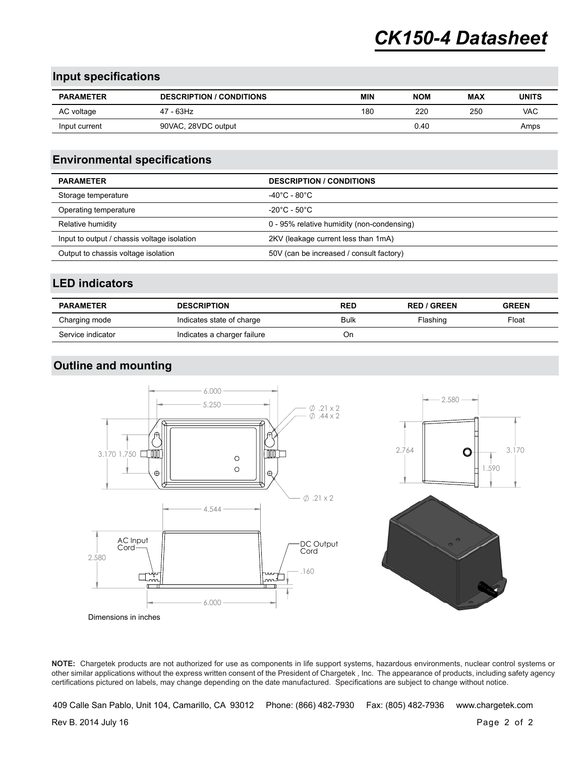# CK150-4 Datasheet

## Input specifications

| PARAMETER | DESCRIPTION / CONDITIONS | MIN | NOM | MAX | UNITS |
|---|---|---|---|---|---|
| AC voltage | 47 - 63Hz | 180 | 220 | 250 | VAC |
| Input current | 90VAC, 28VDC output | | 0.40 | | Amps |

## Environmental specifications

| PARAMETER | DESCRIPTION / CONDITIONS |
|---|---|
| Storage temperature | -40°C - 80°C |
| Operating temperature | -20°C - 50°C |
| Relative humidity | 0 - 95% relative humidity (non-condensing) |
| Input to output / chassis voltage isolation | 2KV (leakage current less than 1mA) |
| Output to chassis voltage isolation | 50V (can be increased / consult factory) |

## LED indicators

| PARAMETER | DESCRIPTION | RED | RED / GREEN | GREEN |
|---|---|---|---|---|
| Charging mode | Indicates state of charge | Bulk | Flashing | Float |
| Service indicator | Indicates a charger failure | On | | |

## Outline and mounting

6.000
5.250
∅ .21 x 2
∅ .44 x 2
3.170 1.750
∅ .21 x 2
2.580
2.764
3.170
1.590
4.544
AC Input Cord
DC Output Cord
2.580
.160
6.000

Dimensions in inches

**NOTE:** Chargetek products are not authorized for use as components in life support systems, hazardous environments, nuclear control systems or other similar applications without the express written consent of the President of Chargetek , Inc. The appearance of products, including safety agency certifications pictured on labels, may change depending on the date manufactured. Specifications are subject to change without notice.

409 Calle San Pablo, Unit 104, Camarillo, CA 93012 Phone: (866) 482-7930 Fax: (805) 482-7936 www.chargetek.com

Rev B. 2014 July 16